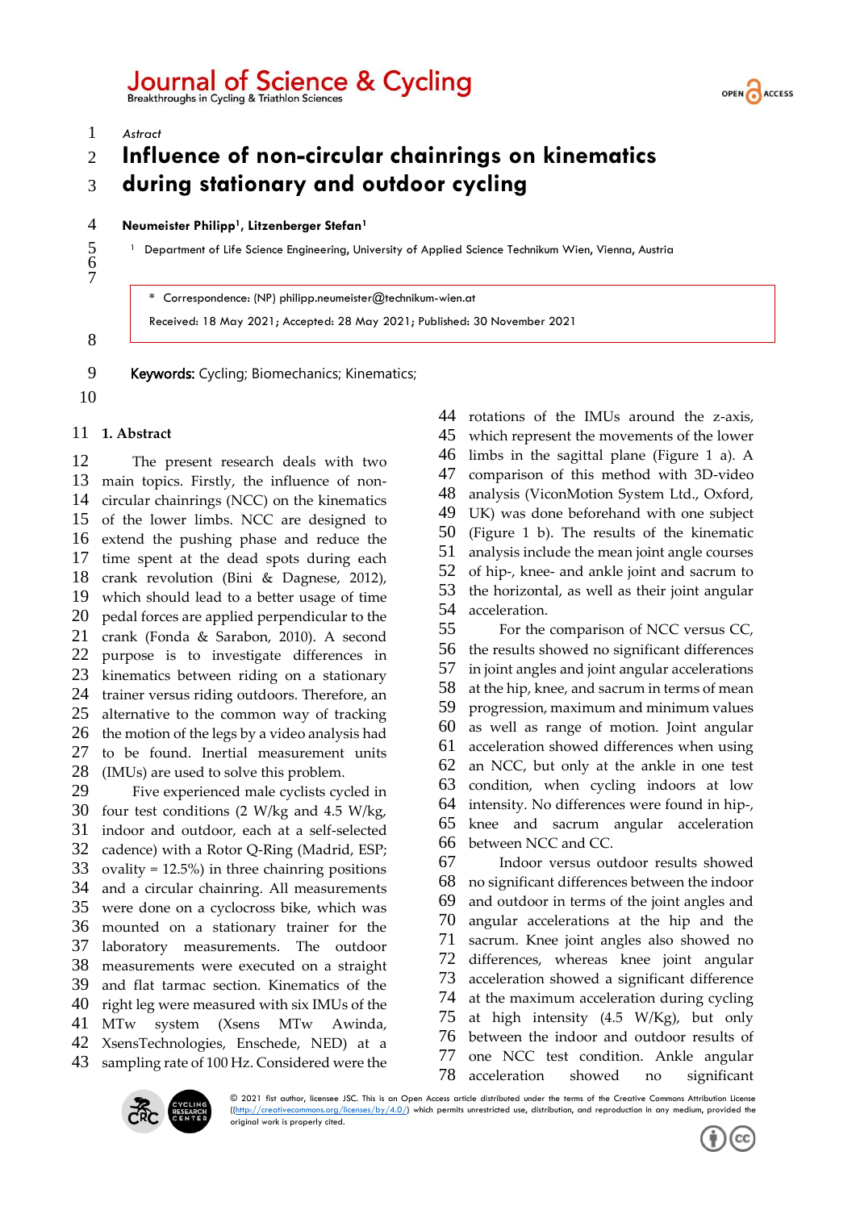*Astract*

# Influence of non-circular chainrings on kinematics during stationary and outdoor cycling

**Neumeister Philipp[1], Litzenberger Stefan[1]**

[1] Department of Life Science Engineering, University of Applied Science Technikum Wien, Vienna, Austria

\* Correspondence: (NP) philipp.neumeister@technikum-wien.at

Received: 18 May 2021; Accepted: 28 May 2021; Published: 30 November 2021

**Keywords:** Cycling; Biomechanics; Kinematics;

## 1. Abstract

The present research deals with two main topics. Firstly, the influence of non-circular chainrings (NCC) on the kinematics of the lower limbs. NCC are designed to extend the pushing phase and reduce the time spent at the dead spots during each crank revolution (Bini & Dagnese, 2012), which should lead to a better usage of time pedal forces are applied perpendicular to the crank (Fonda & Sarabon, 2010). A second purpose is to investigate differences in kinematics between riding on a stationary trainer versus riding outdoors. Therefore, an alternative to the common way of tracking the motion of the legs by a video analysis had to be found. Inertial measurement units (IMUs) are used to solve this problem.

Five experienced male cyclists cycled in four test conditions (2 W/kg and 4.5 W/kg, indoor and outdoor, each at a self-selected cadence) with a Rotor Q-Ring (Madrid, ESP; ovality = 12.5%) in three chainring positions and a circular chainring. All measurements were done on a cyclocross bike, which was mounted on a stationary trainer for the laboratory measurements. The outdoor measurements were executed on a straight and flat tarmac section. Kinematics of the right leg were measured with six IMUs of the MTw system (Xsens MTw Awinda, XsensTechnologies, Enschede, NED) at a sampling rate of 100 Hz. Considered were the rotations of the IMUs around the z-axis, which represent the movements of the lower limbs in the sagittal plane (Figure 1 a). A comparison of this method with 3D-video analysis (ViconMotion System Ltd., Oxford, UK) was done beforehand with one subject (Figure 1 b). The results of the kinematic analysis include the mean joint angle courses of hip-, knee- and ankle joint and sacrum to the horizontal, as well as their joint angular acceleration.

For the comparison of NCC versus CC, the results showed no significant differences in joint angles and joint angular accelerations at the hip, knee, and sacrum in terms of mean progression, maximum and minimum values as well as range of motion. Joint angular acceleration showed differences when using an NCC, but only at the ankle in one test condition, when cycling indoors at low intensity. No differences were found in hip-, knee and sacrum angular acceleration between NCC and CC.

Indoor versus outdoor results showed no significant differences between the indoor and outdoor in terms of the joint angles and angular accelerations at the hip and the sacrum. Knee joint angles also showed no differences, whereas knee joint angular acceleration showed a significant difference at the maximum acceleration during cycling at high intensity (4.5 W/Kg), but only between the indoor and outdoor results of one NCC test condition. Ankle angular acceleration showed no significant

© 2021 fist author, licensee JSC. This is an Open Access article distributed under the terms of the Creative Commons Attribution License ((http://creativecommons.org/licenses/by/4.0/) which permits unrestricted use, distribution, and reproduction in any medium, provided the original work is properly cited.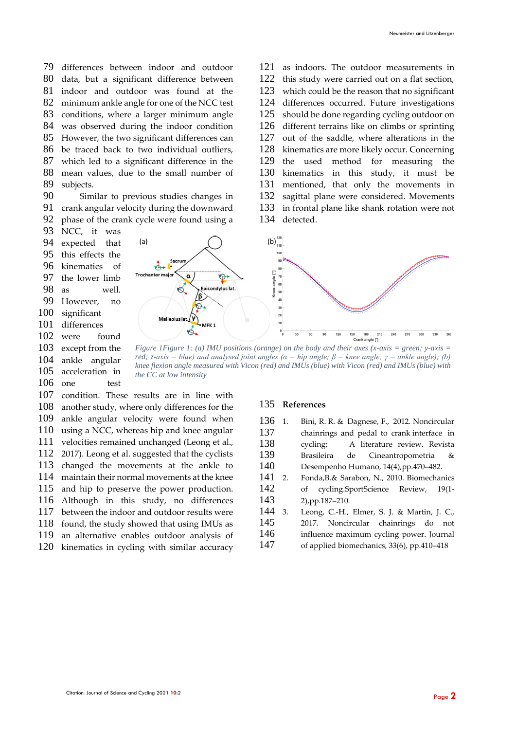differences between indoor and outdoor data, but a significant difference between indoor and outdoor was found at the minimum ankle angle for one of the NCC test conditions, where a larger minimum angle was observed during the indoor condition However, the two significant differences can be traced back to two individual outliers, which led to a significant difference in the mean values, due to the small number of subjects.

Similar to previous studies changes in crank angular velocity during the downward phase of the crank cycle were found using a NCC, it was expected that this effects the kinematics of the lower limb as well. However, no significant differences were found except from the ankle angular acceleration in one test condition. These results are in line with another study, where only differences for the ankle angular velocity were found when using a NCC, whereas hip and knee angular velocities remained unchanged (Leong et al., 2017). Leong et al. suggested that the cyclists changed the movements at the ankle to maintain their normal movements at the knee and hip to preserve the power production. Although in this study, no differences between the indoor and outdoor results were found, the study showed that using IMUs as an alternative enables outdoor analysis of kinematics in cycling with similar accuracy as indoors. The outdoor measurements in this study were carried out on a flat section, which could be the reason that no significant differences occurred. Future investigations should be done regarding cycling outdoor on different terrains like on climbs or sprinting out of the saddle, where alterations in the kinematics are more likely occur. Concerning the used method for measuring the kinematics in this study, it must be mentioned, that only the movements in sagittal plane were considered. Movements in frontal plane like shank rotation were not detected.

(a)
Sacrum
Trochanter major
α
Epicondylus lat.
β
Malleolus lat.
γ
MFK 1

(b)
Knee angle [°]
0
10
20
30
40
50
60
70
80
90
100
110
120
Crank angle [°]
0
30
60
90
120
150
180
210
240
270
300
330
360

*Figure 1Figure 1: (a) IMU positions (orange) on the body and their axes (x-axis = green; y-axis = red; z-axis = blue) and analysed joint angles (α = hip angle; β = knee angle; γ = ankle angle); (b) knee flexion angle measured with Vicon (red) and IMUs (blue) with Vicon (red) and IMUs (blue) with the CC at low intensity*

## References

1. Bini, R. R. & Dagnese, F., 2012. Noncircular chainrings and pedal to crank interface in cycling: A literature review. Revista Brasileira de Cineantropometria & Desempenho Humano, 14(4),pp.470–482.
2. Fonda,B.& Sarabon, N., 2010. Biomechanics of cycling.SportScience Review, 19(1-2),pp.187–210.
3. Leong, C.-H., Elmer, S. J. & Martin, J. C., 2017. Noncircular chainrings do not influence maximum cycling power. Journal of applied biomechanics, 33(6), pp.410–418